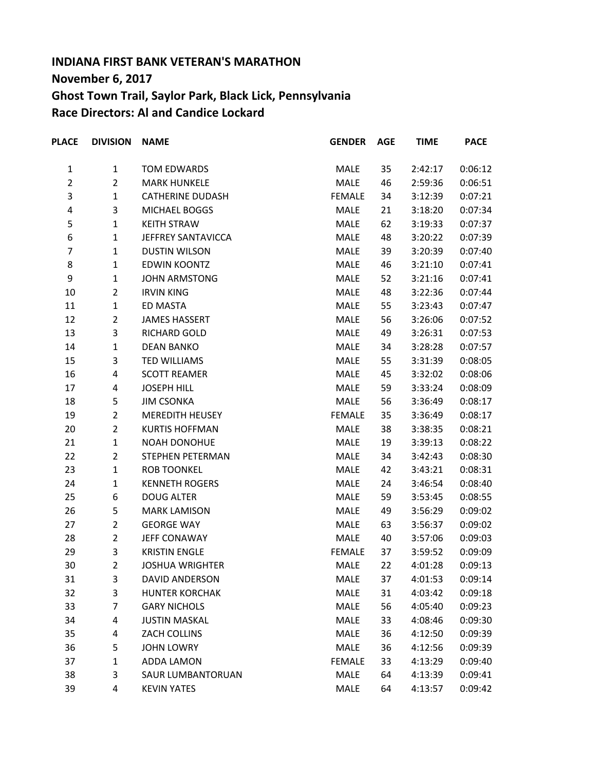**INDIANA FIRST BANK VETERAN'S MARATHON**
**November 6, 2017**
**Ghost Town Trail, Saylor Park, Black Lick, Pennsylvania**
**Race Directors: Al and Candice Lockard**

| PLACE | DIVISION | NAME | GENDER | AGE | TIME | PACE |
|---|---|---|---|---|---|---|
| 1 | 1 | TOM EDWARDS | MALE | 35 | 2:42:17 | 0:06:12 |
| 2 | 2 | MARK HUNKELE | MALE | 46 | 2:59:36 | 0:06:51 |
| 3 | 1 | CATHERINE DUDASH | FEMALE | 34 | 3:12:39 | 0:07:21 |
| 4 | 3 | MICHAEL BOGGS | MALE | 21 | 3:18:20 | 0:07:34 |
| 5 | 1 | KEITH STRAW | MALE | 62 | 3:19:33 | 0:07:37 |
| 6 | 1 | JEFFREY SANTAVICCA | MALE | 48 | 3:20:22 | 0:07:39 |
| 7 | 1 | DUSTIN WILSON | MALE | 39 | 3:20:39 | 0:07:40 |
| 8 | 1 | EDWIN KOONTZ | MALE | 46 | 3:21:10 | 0:07:41 |
| 9 | 1 | JOHN ARMSTONG | MALE | 52 | 3:21:16 | 0:07:41 |
| 10 | 2 | IRVIN KING | MALE | 48 | 3:22:36 | 0:07:44 |
| 11 | 1 | ED MASTA | MALE | 55 | 3:23:43 | 0:07:47 |
| 12 | 2 | JAMES HASSERT | MALE | 56 | 3:26:06 | 0:07:52 |
| 13 | 3 | RICHARD GOLD | MALE | 49 | 3:26:31 | 0:07:53 |
| 14 | 1 | DEAN BANKO | MALE | 34 | 3:28:28 | 0:07:57 |
| 15 | 3 | TED WILLIAMS | MALE | 55 | 3:31:39 | 0:08:05 |
| 16 | 4 | SCOTT REAMER | MALE | 45 | 3:32:02 | 0:08:06 |
| 17 | 4 | JOSEPH HILL | MALE | 59 | 3:33:24 | 0:08:09 |
| 18 | 5 | JIM CSONKA | MALE | 56 | 3:36:49 | 0:08:17 |
| 19 | 2 | MEREDITH HEUSEY | FEMALE | 35 | 3:36:49 | 0:08:17 |
| 20 | 2 | KURTIS HOFFMAN | MALE | 38 | 3:38:35 | 0:08:21 |
| 21 | 1 | NOAH DONOHUE | MALE | 19 | 3:39:13 | 0:08:22 |
| 22 | 2 | STEPHEN PETERMAN | MALE | 34 | 3:42:43 | 0:08:30 |
| 23 | 1 | ROB TOONKEL | MALE | 42 | 3:43:21 | 0:08:31 |
| 24 | 1 | KENNETH ROGERS | MALE | 24 | 3:46:54 | 0:08:40 |
| 25 | 6 | DOUG ALTER | MALE | 59 | 3:53:45 | 0:08:55 |
| 26 | 5 | MARK LAMISON | MALE | 49 | 3:56:29 | 0:09:02 |
| 27 | 2 | GEORGE WAY | MALE | 63 | 3:56:37 | 0:09:02 |
| 28 | 2 | JEFF CONAWAY | MALE | 40 | 3:57:06 | 0:09:03 |
| 29 | 3 | KRISTIN ENGLE | FEMALE | 37 | 3:59:52 | 0:09:09 |
| 30 | 2 | JOSHUA WRIGHTER | MALE | 22 | 4:01:28 | 0:09:13 |
| 31 | 3 | DAVID ANDERSON | MALE | 37 | 4:01:53 | 0:09:14 |
| 32 | 3 | HUNTER KORCHAK | MALE | 31 | 4:03:42 | 0:09:18 |
| 33 | 7 | GARY NICHOLS | MALE | 56 | 4:05:40 | 0:09:23 |
| 34 | 4 | JUSTIN MASKAL | MALE | 33 | 4:08:46 | 0:09:30 |
| 35 | 4 | ZACH COLLINS | MALE | 36 | 4:12:50 | 0:09:39 |
| 36 | 5 | JOHN LOWRY | MALE | 36 | 4:12:56 | 0:09:39 |
| 37 | 1 | ADDA LAMON | FEMALE | 33 | 4:13:29 | 0:09:40 |
| 38 | 3 | SAUR LUMBANTORUAN | MALE | 64 | 4:13:39 | 0:09:41 |
| 39 | 4 | KEVIN YATES | MALE | 64 | 4:13:57 | 0:09:42 |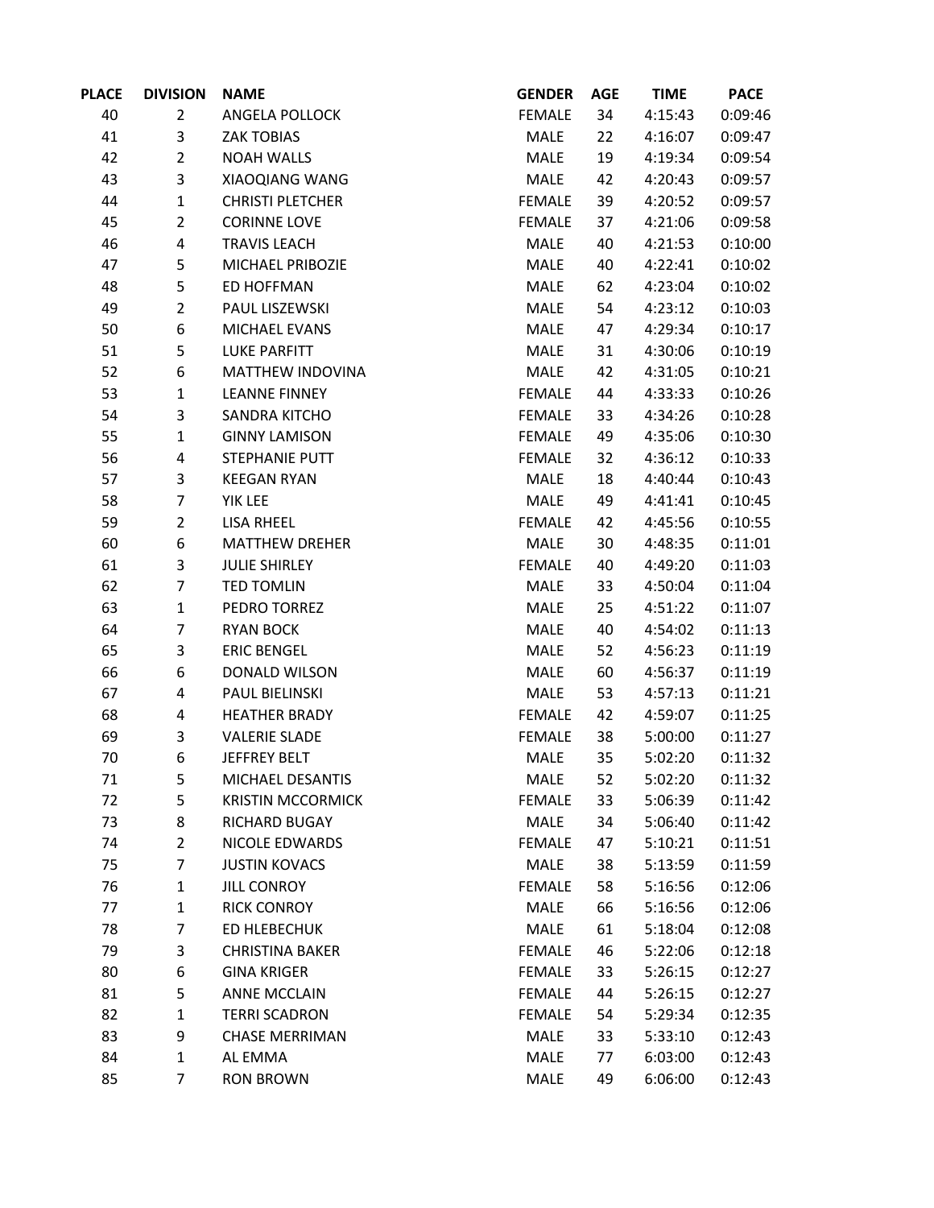| PLACE | DIVISION | NAME | GENDER | AGE | TIME | PACE |
|---|---|---|---|---|---|---|
| 40 | 2 | ANGELA POLLOCK | FEMALE | 34 | 4:15:43 | 0:09:46 |
| 41 | 3 | ZAK TOBIAS | MALE | 22 | 4:16:07 | 0:09:47 |
| 42 | 2 | NOAH WALLS | MALE | 19 | 4:19:34 | 0:09:54 |
| 43 | 3 | XIAOQIANG WANG | MALE | 42 | 4:20:43 | 0:09:57 |
| 44 | 1 | CHRISTI PLETCHER | FEMALE | 39 | 4:20:52 | 0:09:57 |
| 45 | 2 | CORINNE LOVE | FEMALE | 37 | 4:21:06 | 0:09:58 |
| 46 | 4 | TRAVIS LEACH | MALE | 40 | 4:21:53 | 0:10:00 |
| 47 | 5 | MICHAEL PRIBOZIE | MALE | 40 | 4:22:41 | 0:10:02 |
| 48 | 5 | ED HOFFMAN | MALE | 62 | 4:23:04 | 0:10:02 |
| 49 | 2 | PAUL LISZEWSKI | MALE | 54 | 4:23:12 | 0:10:03 |
| 50 | 6 | MICHAEL EVANS | MALE | 47 | 4:29:34 | 0:10:17 |
| 51 | 5 | LUKE PARFITT | MALE | 31 | 4:30:06 | 0:10:19 |
| 52 | 6 | MATTHEW INDOVINA | MALE | 42 | 4:31:05 | 0:10:21 |
| 53 | 1 | LEANNE FINNEY | FEMALE | 44 | 4:33:33 | 0:10:26 |
| 54 | 3 | SANDRA KITCHO | FEMALE | 33 | 4:34:26 | 0:10:28 |
| 55 | 1 | GINNY LAMISON | FEMALE | 49 | 4:35:06 | 0:10:30 |
| 56 | 4 | STEPHANIE PUTT | FEMALE | 32 | 4:36:12 | 0:10:33 |
| 57 | 3 | KEEGAN RYAN | MALE | 18 | 4:40:44 | 0:10:43 |
| 58 | 7 | YIK LEE | MALE | 49 | 4:41:41 | 0:10:45 |
| 59 | 2 | LISA RHEEL | FEMALE | 42 | 4:45:56 | 0:10:55 |
| 60 | 6 | MATTHEW DREHER | MALE | 30 | 4:48:35 | 0:11:01 |
| 61 | 3 | JULIE SHIRLEY | FEMALE | 40 | 4:49:20 | 0:11:03 |
| 62 | 7 | TED TOMLIN | MALE | 33 | 4:50:04 | 0:11:04 |
| 63 | 1 | PEDRO TORREZ | MALE | 25 | 4:51:22 | 0:11:07 |
| 64 | 7 | RYAN BOCK | MALE | 40 | 4:54:02 | 0:11:13 |
| 65 | 3 | ERIC BENGEL | MALE | 52 | 4:56:23 | 0:11:19 |
| 66 | 6 | DONALD WILSON | MALE | 60 | 4:56:37 | 0:11:19 |
| 67 | 4 | PAUL BIELINSKI | MALE | 53 | 4:57:13 | 0:11:21 |
| 68 | 4 | HEATHER BRADY | FEMALE | 42 | 4:59:07 | 0:11:25 |
| 69 | 3 | VALERIE SLADE | FEMALE | 38 | 5:00:00 | 0:11:27 |
| 70 | 6 | JEFFREY BELT | MALE | 35 | 5:02:20 | 0:11:32 |
| 71 | 5 | MICHAEL DESANTIS | MALE | 52 | 5:02:20 | 0:11:32 |
| 72 | 5 | KRISTIN MCCORMICK | FEMALE | 33 | 5:06:39 | 0:11:42 |
| 73 | 8 | RICHARD BUGAY | MALE | 34 | 5:06:40 | 0:11:42 |
| 74 | 2 | NICOLE EDWARDS | FEMALE | 47 | 5:10:21 | 0:11:51 |
| 75 | 7 | JUSTIN KOVACS | MALE | 38 | 5:13:59 | 0:11:59 |
| 76 | 1 | JILL CONROY | FEMALE | 58 | 5:16:56 | 0:12:06 |
| 77 | 1 | RICK CONROY | MALE | 66 | 5:16:56 | 0:12:06 |
| 78 | 7 | ED HLEBECHUK | MALE | 61 | 5:18:04 | 0:12:08 |
| 79 | 3 | CHRISTINA BAKER | FEMALE | 46 | 5:22:06 | 0:12:18 |
| 80 | 6 | GINA KRIGER | FEMALE | 33 | 5:26:15 | 0:12:27 |
| 81 | 5 | ANNE MCCLAIN | FEMALE | 44 | 5:26:15 | 0:12:27 |
| 82 | 1 | TERRI SCADRON | FEMALE | 54 | 5:29:34 | 0:12:35 |
| 83 | 9 | CHASE MERRIMAN | MALE | 33 | 5:33:10 | 0:12:43 |
| 84 | 1 | AL EMMA | MALE | 77 | 6:03:00 | 0:12:43 |
| 85 | 7 | RON BROWN | MALE | 49 | 6:06:00 | 0:12:43 |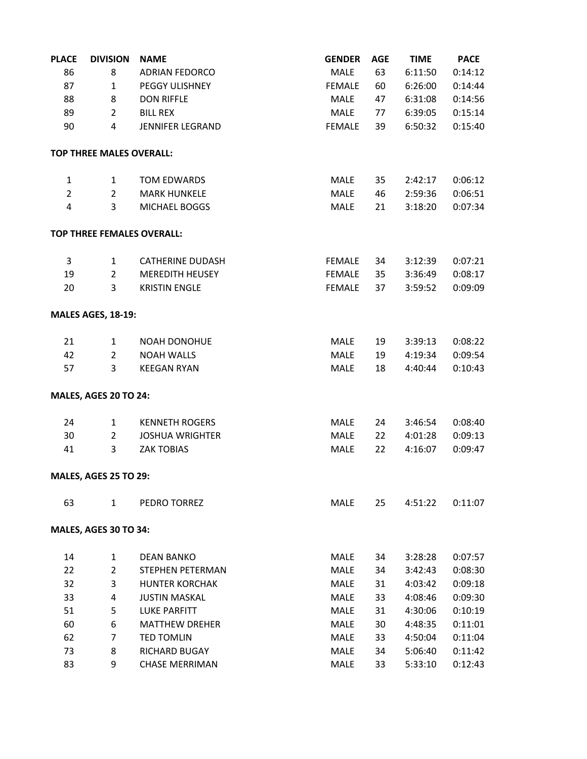| PLACE | DIVISION | NAME | GENDER | AGE | TIME | PACE |
|---|---|---|---|---|---|---|
| 86 | 8 | ADRIAN FEDORCO | MALE | 63 | 6:11:50 | 0:14:12 |
| 87 | 1 | PEGGY ULISHNEY | FEMALE | 60 | 6:26:00 | 0:14:44 |
| 88 | 8 | DON RIFFLE | MALE | 47 | 6:31:08 | 0:14:56 |
| 89 | 2 | BILL REX | MALE | 77 | 6:39:05 | 0:15:14 |
| 90 | 4 | JENNIFER LEGRAND | FEMALE | 39 | 6:50:32 | 0:15:40 |

**TOP THREE MALES OVERALL:**

| PLACE | DIVISION | NAME | GENDER | AGE | TIME | PACE |
|---|---|---|---|---|---|---|
| 1 | 1 | TOM EDWARDS | MALE | 35 | 2:42:17 | 0:06:12 |
| 2 | 2 | MARK HUNKELE | MALE | 46 | 2:59:36 | 0:06:51 |
| 4 | 3 | MICHAEL BOGGS | MALE | 21 | 3:18:20 | 0:07:34 |

**TOP THREE FEMALES OVERALL:**

| PLACE | DIVISION | NAME | GENDER | AGE | TIME | PACE |
|---|---|---|---|---|---|---|
| 3 | 1 | CATHERINE DUDASH | FEMALE | 34 | 3:12:39 | 0:07:21 |
| 19 | 2 | MEREDITH HEUSEY | FEMALE | 35 | 3:36:49 | 0:08:17 |
| 20 | 3 | KRISTIN ENGLE | FEMALE | 37 | 3:59:52 | 0:09:09 |

**MALES AGES, 18-19:**

| PLACE | DIVISION | NAME | GENDER | AGE | TIME | PACE |
|---|---|---|---|---|---|---|
| 21 | 1 | NOAH DONOHUE | MALE | 19 | 3:39:13 | 0:08:22 |
| 42 | 2 | NOAH WALLS | MALE | 19 | 4:19:34 | 0:09:54 |
| 57 | 3 | KEEGAN RYAN | MALE | 18 | 4:40:44 | 0:10:43 |

**MALES, AGES 20 TO 24:**

| PLACE | DIVISION | NAME | GENDER | AGE | TIME | PACE |
|---|---|---|---|---|---|---|
| 24 | 1 | KENNETH ROGERS | MALE | 24 | 3:46:54 | 0:08:40 |
| 30 | 2 | JOSHUA WRIGHTER | MALE | 22 | 4:01:28 | 0:09:13 |
| 41 | 3 | ZAK TOBIAS | MALE | 22 | 4:16:07 | 0:09:47 |

**MALES, AGES 25 TO 29:**

| PLACE | DIVISION | NAME | GENDER | AGE | TIME | PACE |
|---|---|---|---|---|---|---|
| 63 | 1 | PEDRO TORREZ | MALE | 25 | 4:51:22 | 0:11:07 |

**MALES, AGES 30 TO 34:**

| PLACE | DIVISION | NAME | GENDER | AGE | TIME | PACE |
|---|---|---|---|---|---|---|
| 14 | 1 | DEAN BANKO | MALE | 34 | 3:28:28 | 0:07:57 |
| 22 | 2 | STEPHEN PETERMAN | MALE | 34 | 3:42:43 | 0:08:30 |
| 32 | 3 | HUNTER KORCHAK | MALE | 31 | 4:03:42 | 0:09:18 |
| 33 | 4 | JUSTIN MASKAL | MALE | 33 | 4:08:46 | 0:09:30 |
| 51 | 5 | LUKE PARFITT | MALE | 31 | 4:30:06 | 0:10:19 |
| 60 | 6 | MATTHEW DREHER | MALE | 30 | 4:48:35 | 0:11:01 |
| 62 | 7 | TED TOMLIN | MALE | 33 | 4:50:04 | 0:11:04 |
| 73 | 8 | RICHARD BUGAY | MALE | 34 | 5:06:40 | 0:11:42 |
| 83 | 9 | CHASE MERRIMAN | MALE | 33 | 5:33:10 | 0:12:43 |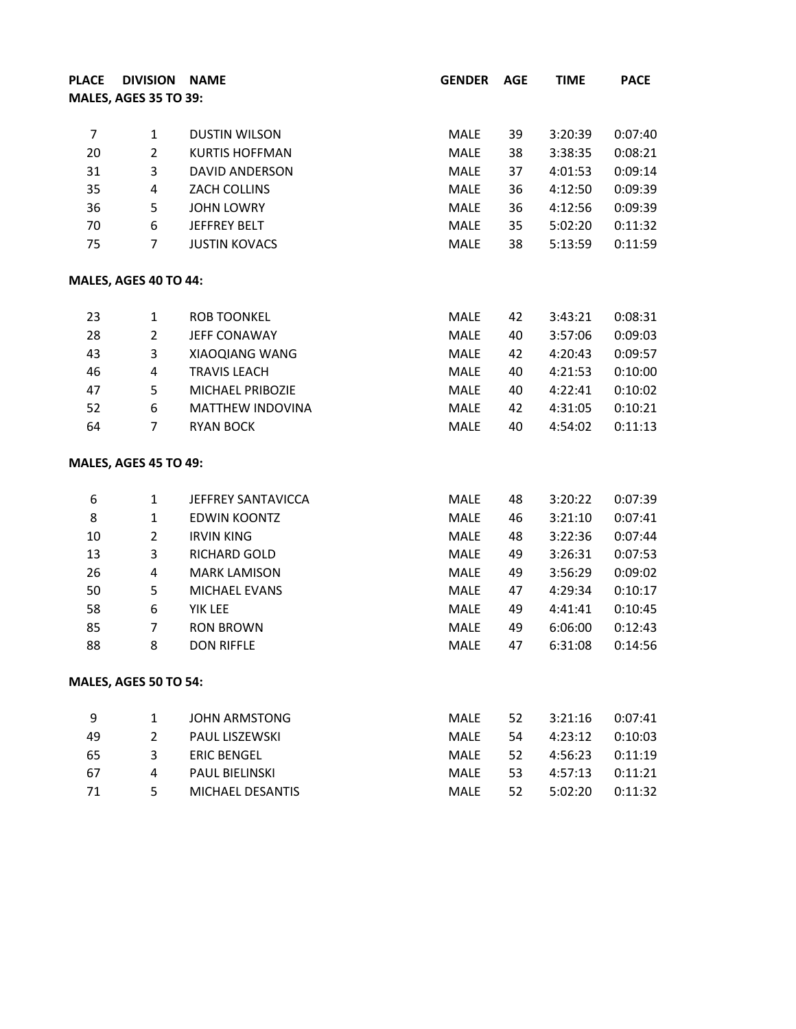| PLACE | DIVISION | NAME | GENDER | AGE | TIME | PACE |
|---|---|---|---|---|---|---|
| **MALES, AGES 35 TO 39:** | | | | | | |
| 7 | 1 | DUSTIN WILSON | MALE | 39 | 3:20:39 | 0:07:40 |
| 20 | 2 | KURTIS HOFFMAN | MALE | 38 | 3:38:35 | 0:08:21 |
| 31 | 3 | DAVID ANDERSON | MALE | 37 | 4:01:53 | 0:09:14 |
| 35 | 4 | ZACH COLLINS | MALE | 36 | 4:12:50 | 0:09:39 |
| 36 | 5 | JOHN LOWRY | MALE | 36 | 4:12:56 | 0:09:39 |
| 70 | 6 | JEFFREY BELT | MALE | 35 | 5:02:20 | 0:11:32 |
| 75 | 7 | JUSTIN KOVACS | MALE | 38 | 5:13:59 | 0:11:59 |
| **MALES, AGES 40 TO 44:** | | | | | | |
| 23 | 1 | ROB TOONKEL | MALE | 42 | 3:43:21 | 0:08:31 |
| 28 | 2 | JEFF CONAWAY | MALE | 40 | 3:57:06 | 0:09:03 |
| 43 | 3 | XIAOQIANG WANG | MALE | 42 | 4:20:43 | 0:09:57 |
| 46 | 4 | TRAVIS LEACH | MALE | 40 | 4:21:53 | 0:10:00 |
| 47 | 5 | MICHAEL PRIBOZIE | MALE | 40 | 4:22:41 | 0:10:02 |
| 52 | 6 | MATTHEW INDOVINA | MALE | 42 | 4:31:05 | 0:10:21 |
| 64 | 7 | RYAN BOCK | MALE | 40 | 4:54:02 | 0:11:13 |
| **MALES, AGES 45 TO 49:** | | | | | | |
| 6 | 1 | JEFFREY SANTAVICCA | MALE | 48 | 3:20:22 | 0:07:39 |
| 8 | 1 | EDWIN KOONTZ | MALE | 46 | 3:21:10 | 0:07:41 |
| 10 | 2 | IRVIN KING | MALE | 48 | 3:22:36 | 0:07:44 |
| 13 | 3 | RICHARD GOLD | MALE | 49 | 3:26:31 | 0:07:53 |
| 26 | 4 | MARK LAMISON | MALE | 49 | 3:56:29 | 0:09:02 |
| 50 | 5 | MICHAEL EVANS | MALE | 47 | 4:29:34 | 0:10:17 |
| 58 | 6 | YIK LEE | MALE | 49 | 4:41:41 | 0:10:45 |
| 85 | 7 | RON BROWN | MALE | 49 | 6:06:00 | 0:12:43 |
| 88 | 8 | DON RIFFLE | MALE | 47 | 6:31:08 | 0:14:56 |
| **MALES, AGES 50 TO 54:** | | | | | | |
| 9 | 1 | JOHN ARMSTONG | MALE | 52 | 3:21:16 | 0:07:41 |
| 49 | 2 | PAUL LISZEWSKI | MALE | 54 | 4:23:12 | 0:10:03 |
| 65 | 3 | ERIC BENGEL | MALE | 52 | 4:56:23 | 0:11:19 |
| 67 | 4 | PAUL BIELINSKI | MALE | 53 | 4:57:13 | 0:11:21 |
| 71 | 5 | MICHAEL DESANTIS | MALE | 52 | 5:02:20 | 0:11:32 |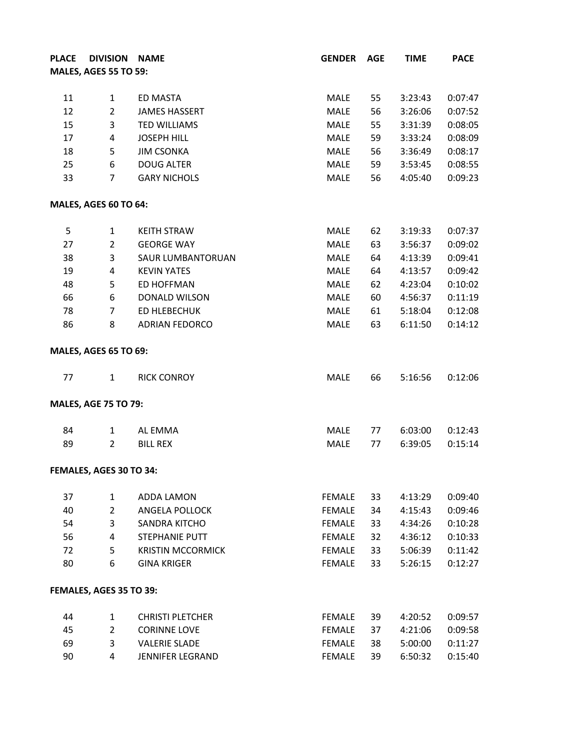| PLACE | DIVISION | NAME | GENDER | AGE | TIME | PACE |
|---|---|---|---|---|---|---|
| **MALES, AGES 55 TO 59:** | | | | | | |
| 11 | 1 | ED MASTA | MALE | 55 | 3:23:43 | 0:07:47 |
| 12 | 2 | JAMES HASSERT | MALE | 56 | 3:26:06 | 0:07:52 |
| 15 | 3 | TED WILLIAMS | MALE | 55 | 3:31:39 | 0:08:05 |
| 17 | 4 | JOSEPH HILL | MALE | 59 | 3:33:24 | 0:08:09 |
| 18 | 5 | JIM CSONKA | MALE | 56 | 3:36:49 | 0:08:17 |
| 25 | 6 | DOUG ALTER | MALE | 59 | 3:53:45 | 0:08:55 |
| 33 | 7 | GARY NICHOLS | MALE | 56 | 4:05:40 | 0:09:23 |
| **MALES, AGES 60 TO 64:** | | | | | | |
| 5 | 1 | KEITH STRAW | MALE | 62 | 3:19:33 | 0:07:37 |
| 27 | 2 | GEORGE WAY | MALE | 63 | 3:56:37 | 0:09:02 |
| 38 | 3 | SAUR LUMBANTORUAN | MALE | 64 | 4:13:39 | 0:09:41 |
| 19 | 4 | KEVIN YATES | MALE | 64 | 4:13:57 | 0:09:42 |
| 48 | 5 | ED HOFFMAN | MALE | 62 | 4:23:04 | 0:10:02 |
| 66 | 6 | DONALD WILSON | MALE | 60 | 4:56:37 | 0:11:19 |
| 78 | 7 | ED HLEBECHUK | MALE | 61 | 5:18:04 | 0:12:08 |
| 86 | 8 | ADRIAN FEDORCO | MALE | 63 | 6:11:50 | 0:14:12 |
| **MALES, AGES 65 TO 69:** | | | | | | |
| 77 | 1 | RICK CONROY | MALE | 66 | 5:16:56 | 0:12:06 |
| **MALES, AGE 75 TO 79:** | | | | | | |
| 84 | 1 | AL EMMA | MALE | 77 | 6:03:00 | 0:12:43 |
| 89 | 2 | BILL REX | MALE | 77 | 6:39:05 | 0:15:14 |
| **FEMALES, AGES 30 TO 34:** | | | | | | |
| 37 | 1 | ADDA LAMON | FEMALE | 33 | 4:13:29 | 0:09:40 |
| 40 | 2 | ANGELA POLLOCK | FEMALE | 34 | 4:15:43 | 0:09:46 |
| 54 | 3 | SANDRA KITCHO | FEMALE | 33 | 4:34:26 | 0:10:28 |
| 56 | 4 | STEPHANIE PUTT | FEMALE | 32 | 4:36:12 | 0:10:33 |
| 72 | 5 | KRISTIN MCCORMICK | FEMALE | 33 | 5:06:39 | 0:11:42 |
| 80 | 6 | GINA KRIGER | FEMALE | 33 | 5:26:15 | 0:12:27 |
| **FEMALES, AGES 35 TO 39:** | | | | | | |
| 44 | 1 | CHRISTI PLETCHER | FEMALE | 39 | 4:20:52 | 0:09:57 |
| 45 | 2 | CORINNE LOVE | FEMALE | 37 | 4:21:06 | 0:09:58 |
| 69 | 3 | VALERIE SLADE | FEMALE | 38 | 5:00:00 | 0:11:27 |
| 90 | 4 | JENNIFER LEGRAND | FEMALE | 39 | 6:50:32 | 0:15:40 |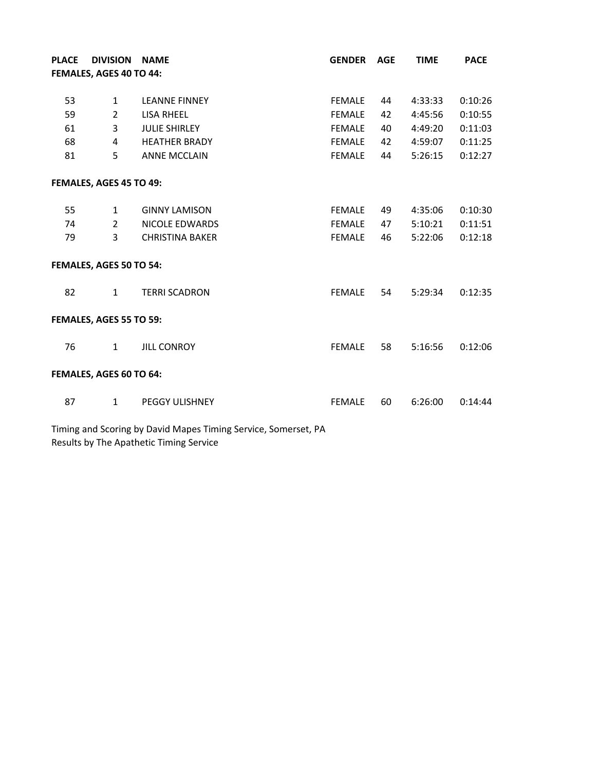| PLACE | DIVISION | NAME | GENDER | AGE | TIME | PACE |
|---|---|---|---|---|---|---|
| **FEMALES, AGES 40 TO 44:** | | | | | | |
| 53 | 1 | LEANNE FINNEY | FEMALE | 44 | 4:33:33 | 0:10:26 |
| 59 | 2 | LISA RHEEL | FEMALE | 42 | 4:45:56 | 0:10:55 |
| 61 | 3 | JULIE SHIRLEY | FEMALE | 40 | 4:49:20 | 0:11:03 |
| 68 | 4 | HEATHER BRADY | FEMALE | 42 | 4:59:07 | 0:11:25 |
| 81 | 5 | ANNE MCCLAIN | FEMALE | 44 | 5:26:15 | 0:12:27 |
| **FEMALES, AGES 45 TO 49:** | | | | | | |
| 55 | 1 | GINNY LAMISON | FEMALE | 49 | 4:35:06 | 0:10:30 |
| 74 | 2 | NICOLE EDWARDS | FEMALE | 47 | 5:10:21 | 0:11:51 |
| 79 | 3 | CHRISTINA BAKER | FEMALE | 46 | 5:22:06 | 0:12:18 |
| **FEMALES, AGES 50 TO 54:** | | | | | | |
| 82 | 1 | TERRI SCADRON | FEMALE | 54 | 5:29:34 | 0:12:35 |
| **FEMALES, AGES 55 TO 59:** | | | | | | |
| 76 | 1 | JILL CONROY | FEMALE | 58 | 5:16:56 | 0:12:06 |
| **FEMALES, AGES 60 TO 64:** | | | | | | |
| 87 | 1 | PEGGY ULISHNEY | FEMALE | 60 | 6:26:00 | 0:14:44 |

Timing and Scoring by David Mapes Timing Service, Somerset, PA
Results by The Apathetic Timing Service